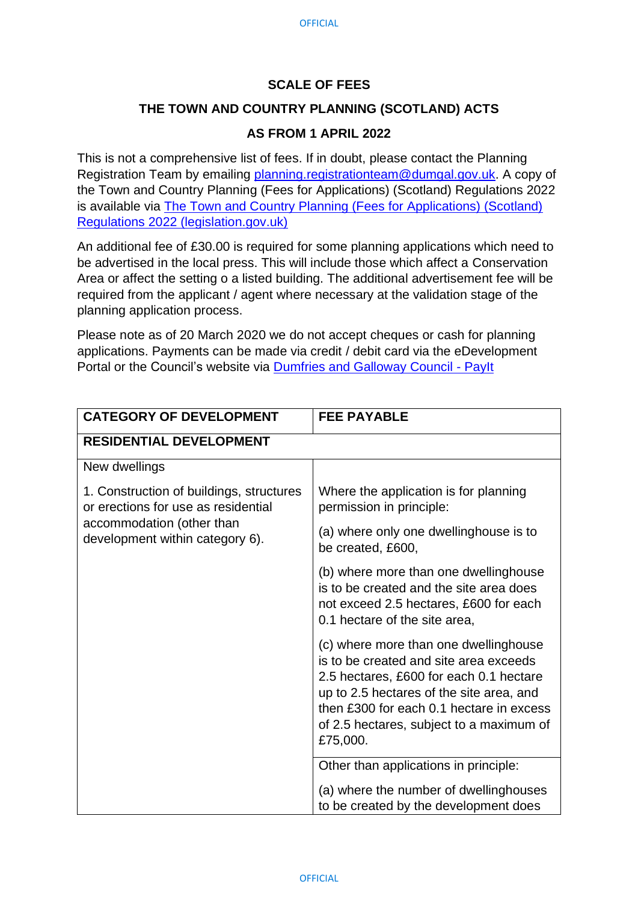# SCALE OF FEES

## THE TOWN AND COUNTRY PLANNING (SCOTLAND) ACTS

## AS FROM 1 APRIL 2022

This is not a comprehensive list of fees. If in doubt, please contact the Planning Registration Team by emailing planning.registrationteam@dumgal.gov.uk. A copy of the Town and Country Planning (Fees for Applications) (Scotland) Regulations 2022 is available via [The Town and Country Planning (Fees for Applications) (Scotland) Regulations 2022 (legislation.gov.uk)](#)

An additional fee of £30.00 is required for some planning applications which need to be advertised in the local press. This will include those which affect a Conservation Area or affect the setting o a listed building. The additional advertisement fee will be required from the applicant / agent where necessary at the validation stage of the planning application process.

Please note as of 20 March 2020 we do not accept cheques or cash for planning applications. Payments can be made via credit / debit card via the eDevelopment Portal or the Council's website via [Dumfries and Galloway Council - PayIt](#)

| CATEGORY OF DEVELOPMENT | FEE PAYABLE |
|---|---|
| **RESIDENTIAL DEVELOPMENT** | |
| New dwellings<br><br>1. Construction of buildings, structures or erections for use as residential accommodation (other than development within category 6). | Where the application is for planning permission in principle:<br><br>(a) where only one dwellinghouse is to be created, £600,<br><br>(b) where more than one dwellinghouse is to be created and the site area does not exceed 2.5 hectares, £600 for each 0.1 hectare of the site area,<br><br>(c) where more than one dwellinghouse is to be created and site area exceeds 2.5 hectares, £600 for each 0.1 hectare up to 2.5 hectares of the site area, and then £300 for each 0.1 hectare in excess of 2.5 hectares, subject to a maximum of £75,000. |
| | Other than applications in principle:<br><br>(a) where the number of dwellinghouses to be created by the development does |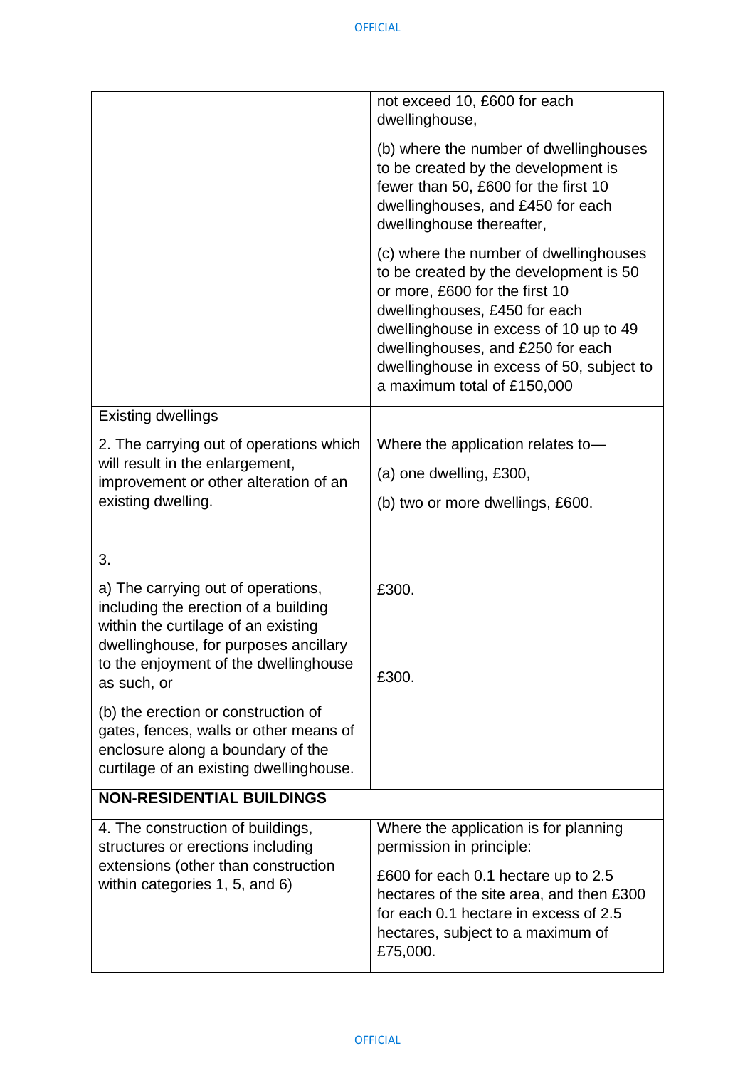| | |
|---|---|
| | not exceed 10, £600 for each dwellinghouse,<br><br>(b) where the number of dwellinghouses to be created by the development is fewer than 50, £600 for the first 10 dwellinghouses, and £450 for each dwellinghouse thereafter,<br><br>(c) where the number of dwellinghouses to be created by the development is 50 or more, £600 for the first 10 dwellinghouses, £450 for each dwellinghouse in excess of 10 up to 49 dwellinghouses, and £250 for each dwellinghouse in excess of 50, subject to a maximum total of £150,000 |
| Existing dwellings<br><br>2. The carrying out of operations which will result in the enlargement, improvement or other alteration of an existing dwelling. | Where the application relates to—<br><br>(a) one dwelling, £300,<br><br>(b) two or more dwellings, £600. |
| 3.<br><br>a) The carrying out of operations, including the erection of a building within the curtilage of an existing dwellinghouse, for purposes ancillary to the enjoyment of the dwellinghouse as such, or<br><br>(b) the erection or construction of gates, fences, walls or other means of enclosure along a boundary of the curtilage of an existing dwellinghouse. | £300.<br><br>£300. |
| **NON-RESIDENTIAL BUILDINGS** | |
| 4. The construction of buildings, structures or erections including extensions (other than construction within categories 1, 5, and 6) | Where the application is for planning permission in principle:<br><br>£600 for each 0.1 hectare up to 2.5 hectares of the site area, and then £300 for each 0.1 hectare in excess of 2.5 hectares, subject to a maximum of £75,000. |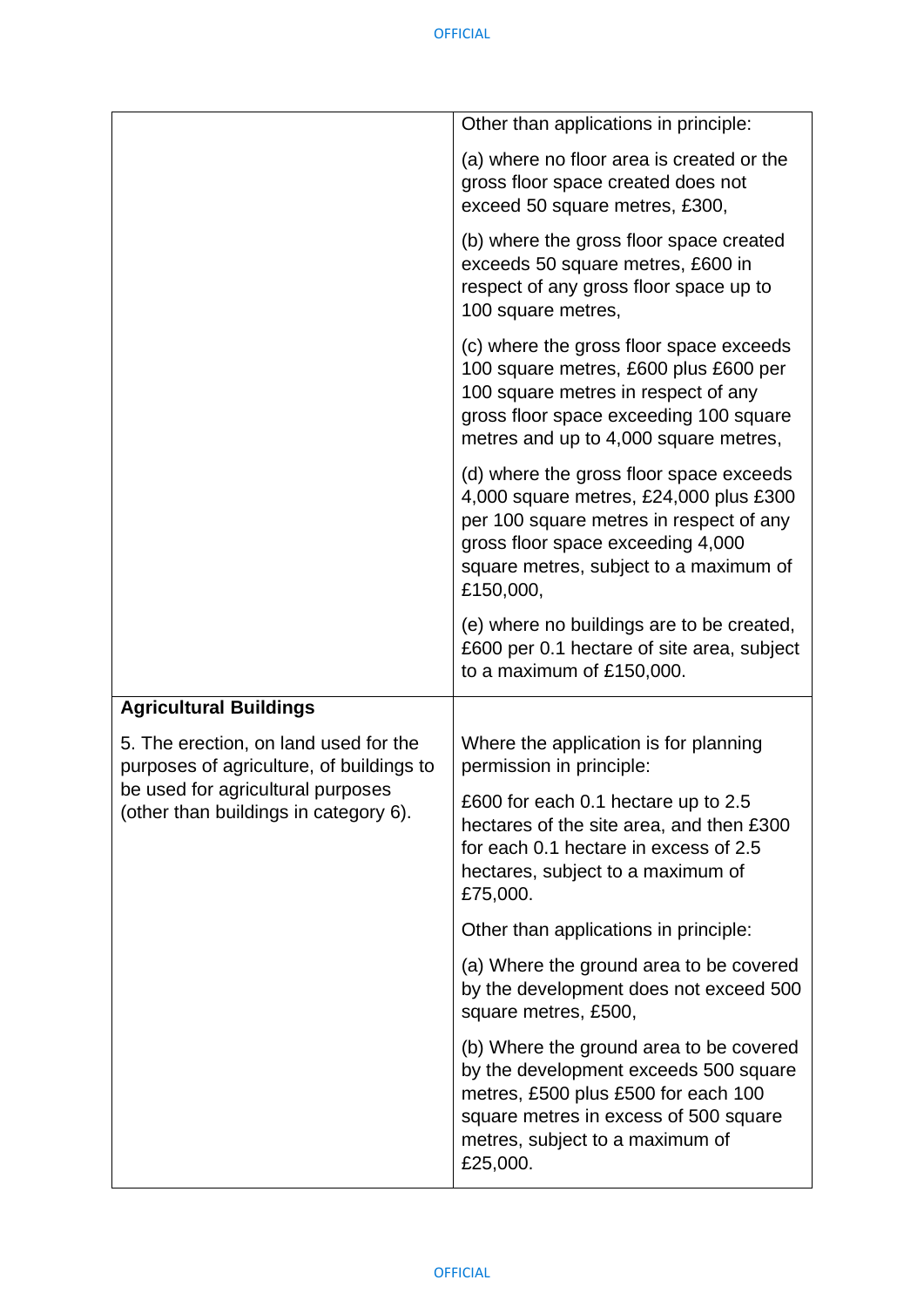| | |
|---|---|
| | Other than applications in principle:<br><br>(a) where no floor area is created or the gross floor space created does not exceed 50 square metres, £300,<br><br>(b) where the gross floor space created exceeds 50 square metres, £600 in respect of any gross floor space up to 100 square metres,<br><br>(c) where the gross floor space exceeds 100 square metres, £600 plus £600 per 100 square metres in respect of any gross floor space exceeding 100 square metres and up to 4,000 square metres,<br><br>(d) where the gross floor space exceeds 4,000 square metres, £24,000 plus £300 per 100 square metres in respect of any gross floor space exceeding 4,000 square metres, subject to a maximum of £150,000,<br><br>(e) where no buildings are to be created, £600 per 0.1 hectare of site area, subject to a maximum of £150,000. |
| **Agricultural Buildings**<br><br>5. The erection, on land used for the purposes of agriculture, of buildings to be used for agricultural purposes (other than buildings in category 6). | Where the application is for planning permission in principle:<br><br>£600 for each 0.1 hectare up to 2.5 hectares of the site area, and then £300 for each 0.1 hectare in excess of 2.5 hectares, subject to a maximum of £75,000.<br><br>Other than applications in principle:<br><br>(a) Where the ground area to be covered by the development does not exceed 500 square metres, £500,<br><br>(b) Where the ground area to be covered by the development exceeds 500 square metres, £500 plus £500 for each 100 square metres in excess of 500 square metres, subject to a maximum of £25,000. |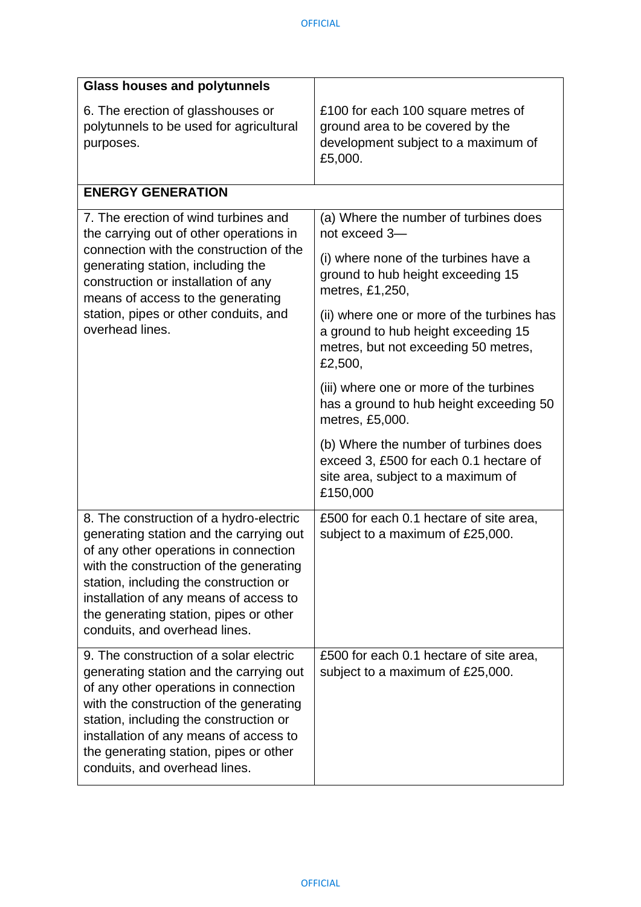| | |
|---|---|
| **Glass houses and polytunnels** | |
| 6. The erection of glasshouses or polytunnels to be used for agricultural purposes. | £100 for each 100 square metres of ground area to be covered by the development subject to a maximum of £5,000. |
| **ENERGY GENERATION** | |
| 7. The erection of wind turbines and the carrying out of other operations in connection with the construction of the generating station, including the construction or installation of any means of access to the generating station, pipes or other conduits, and overhead lines. | (a) Where the number of turbines does not exceed 3—<br><br>(i) where none of the turbines have a ground to hub height exceeding 15 metres, £1,250,<br><br>(ii) where one or more of the turbines has a ground to hub height exceeding 15 metres, but not exceeding 50 metres, £2,500,<br><br>(iii) where one or more of the turbines has a ground to hub height exceeding 50 metres, £5,000.<br><br>(b) Where the number of turbines does exceed 3, £500 for each 0.1 hectare of site area, subject to a maximum of £150,000 |
| 8. The construction of a hydro-electric generating station and the carrying out of any other operations in connection with the construction of the generating station, including the construction or installation of any means of access to the generating station, pipes or other conduits, and overhead lines. | £500 for each 0.1 hectare of site area, subject to a maximum of £25,000. |
| 9. The construction of a solar electric generating station and the carrying out of any other operations in connection with the construction of the generating station, including the construction or installation of any means of access to the generating station, pipes or other conduits, and overhead lines. | £500 for each 0.1 hectare of site area, subject to a maximum of £25,000. |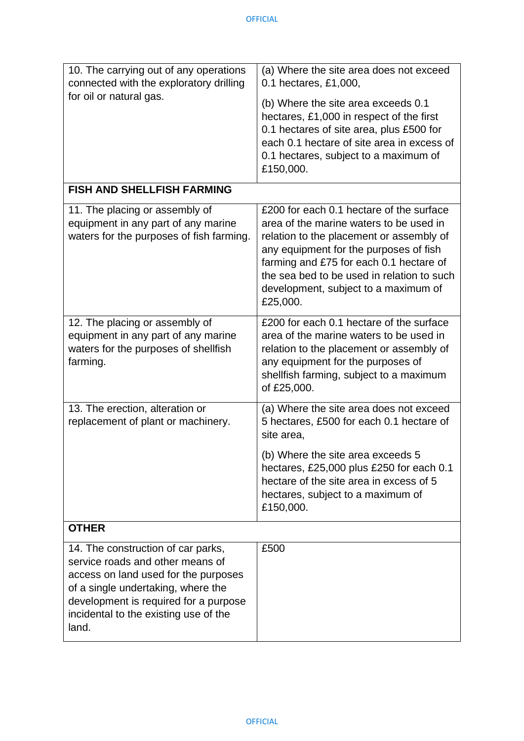| | |
|---|---|
| 10. The carrying out of any operations connected with the exploratory drilling for oil or natural gas. | (a) Where the site area does not exceed 0.1 hectares, £1,000,<br><br>(b) Where the site area exceeds 0.1 hectares, £1,000 in respect of the first 0.1 hectares of site area, plus £500 for each 0.1 hectare of site area in excess of 0.1 hectares, subject to a maximum of £150,000. |
| **FISH AND SHELLFISH FARMING** | |
| 11. The placing or assembly of equipment in any part of any marine waters for the purposes of fish farming. | £200 for each 0.1 hectare of the surface area of the marine waters to be used in relation to the placement or assembly of any equipment for the purposes of fish farming and £75 for each 0.1 hectare of the sea bed to be used in relation to such development, subject to a maximum of £25,000. |
| 12. The placing or assembly of equipment in any part of any marine waters for the purposes of shellfish farming. | £200 for each 0.1 hectare of the surface area of the marine waters to be used in relation to the placement or assembly of any equipment for the purposes of shellfish farming, subject to a maximum of £25,000. |
| 13. The erection, alteration or replacement of plant or machinery. | (a) Where the site area does not exceed 5 hectares, £500 for each 0.1 hectare of site area,<br><br>(b) Where the site area exceeds 5 hectares, £25,000 plus £250 for each 0.1 hectare of the site area in excess of 5 hectares, subject to a maximum of £150,000. |
| **OTHER** | |
| 14. The construction of car parks, service roads and other means of access on land used for the purposes of a single undertaking, where the development is required for a purpose incidental to the existing use of the land. | £500 |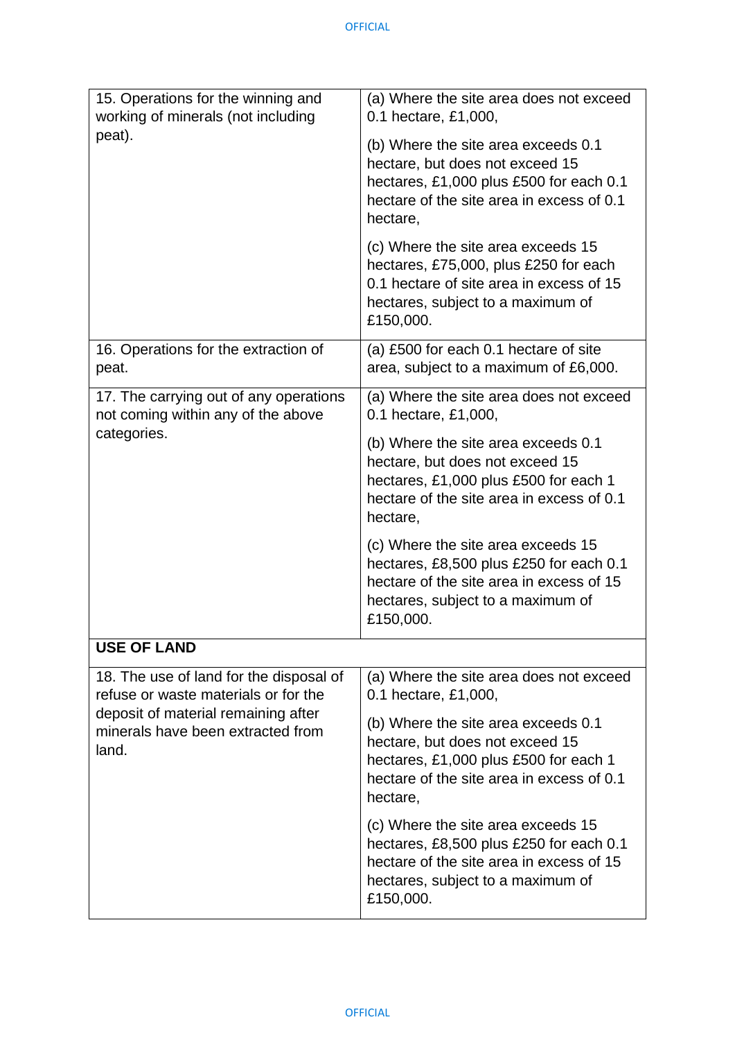| | |
|---|---|
| 15. Operations for the winning and working of minerals (not including peat). | (a) Where the site area does not exceed 0.1 hectare, £1,000,<br><br>(b) Where the site area exceeds 0.1 hectare, but does not exceed 15 hectares, £1,000 plus £500 for each 0.1 hectare of the site area in excess of 0.1 hectare,<br><br>(c) Where the site area exceeds 15 hectares, £75,000, plus £250 for each 0.1 hectare of site area in excess of 15 hectares, subject to a maximum of £150,000. |
| 16. Operations for the extraction of peat. | (a) £500 for each 0.1 hectare of site area, subject to a maximum of £6,000. |
| 17. The carrying out of any operations not coming within any of the above categories. | (a) Where the site area does not exceed 0.1 hectare, £1,000,<br><br>(b) Where the site area exceeds 0.1 hectare, but does not exceed 15 hectares, £1,000 plus £500 for each 1 hectare of the site area in excess of 0.1 hectare,<br><br>(c) Where the site area exceeds 15 hectares, £8,500 plus £250 for each 0.1 hectare of the site area in excess of 15 hectares, subject to a maximum of £150,000. |
| **USE OF LAND** | |
| 18. The use of land for the disposal of refuse or waste materials or for the deposit of material remaining after minerals have been extracted from land. | (a) Where the site area does not exceed 0.1 hectare, £1,000,<br><br>(b) Where the site area exceeds 0.1 hectare, but does not exceed 15 hectares, £1,000 plus £500 for each 1 hectare of the site area in excess of 0.1 hectare,<br><br>(c) Where the site area exceeds 15 hectares, £8,500 plus £250 for each 0.1 hectare of the site area in excess of 15 hectares, subject to a maximum of £150,000. |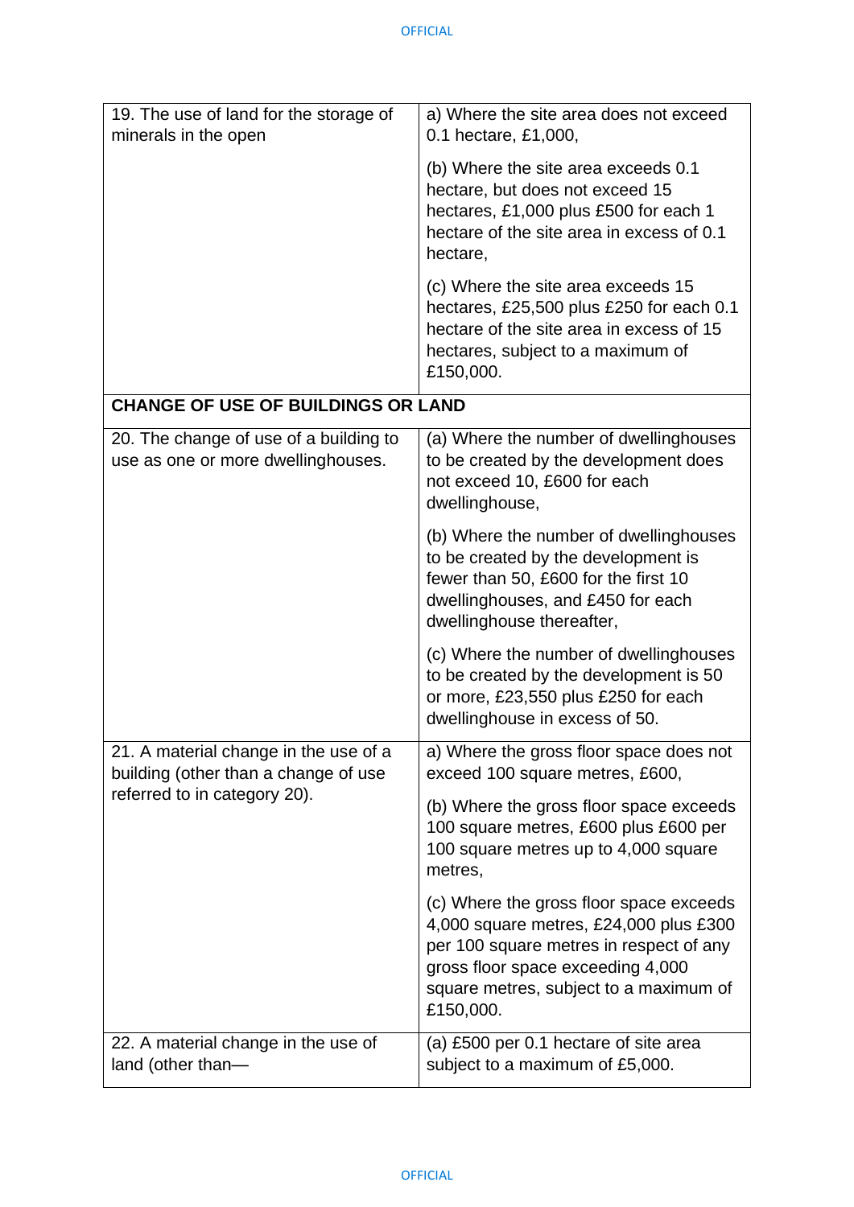| | |
|---|---|
| 19. The use of land for the storage of minerals in the open | a) Where the site area does not exceed 0.1 hectare, £1,000,<br><br>(b) Where the site area exceeds 0.1 hectare, but does not exceed 15 hectares, £1,000 plus £500 for each 1 hectare of the site area in excess of 0.1 hectare,<br><br>(c) Where the site area exceeds 15 hectares, £25,500 plus £250 for each 0.1 hectare of the site area in excess of 15 hectares, subject to a maximum of £150,000. |
| **CHANGE OF USE OF BUILDINGS OR LAND** | |
| 20. The change of use of a building to use as one or more dwellinghouses. | (a) Where the number of dwellinghouses to be created by the development does not exceed 10, £600 for each dwellinghouse,<br><br>(b) Where the number of dwellinghouses to be created by the development is fewer than 50, £600 for the first 10 dwellinghouses, and £450 for each dwellinghouse thereafter,<br><br>(c) Where the number of dwellinghouses to be created by the development is 50 or more, £23,550 plus £250 for each dwellinghouse in excess of 50. |
| 21. A material change in the use of a building (other than a change of use referred to in category 20). | a) Where the gross floor space does not exceed 100 square metres, £600,<br><br>(b) Where the gross floor space exceeds 100 square metres, £600 plus £600 per 100 square metres up to 4,000 square metres,<br><br>(c) Where the gross floor space exceeds 4,000 square metres, £24,000 plus £300 per 100 square metres in respect of any gross floor space exceeding 4,000 square metres, subject to a maximum of £150,000. |
| 22. A material change in the use of land (other than— | (a) £500 per 0.1 hectare of site area subject to a maximum of £5,000. |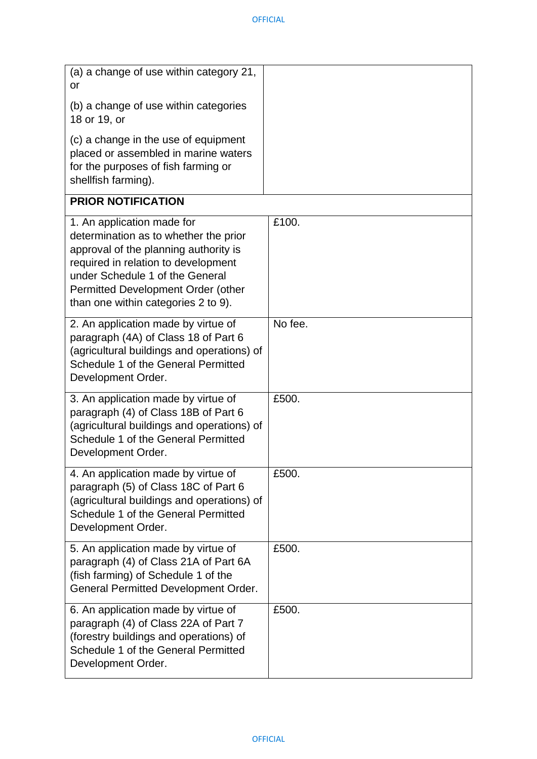| | |
|---|---|
| (a) a change of use within category 21, or<br><br>(b) a change of use within categories 18 or 19, or<br><br>(c) a change in the use of equipment placed or assembled in marine waters for the purposes of fish farming or shellfish farming). | |
| **PRIOR NOTIFICATION** | |
| 1. An application made for determination as to whether the prior approval of the planning authority is required in relation to development under Schedule 1 of the General Permitted Development Order (other than one within categories 2 to 9). | £100. |
| 2. An application made by virtue of paragraph (4A) of Class 18 of Part 6 (agricultural buildings and operations) of Schedule 1 of the General Permitted Development Order. | No fee. |
| 3. An application made by virtue of paragraph (4) of Class 18B of Part 6 (agricultural buildings and operations) of Schedule 1 of the General Permitted Development Order. | £500. |
| 4. An application made by virtue of paragraph (5) of Class 18C of Part 6 (agricultural buildings and operations) of Schedule 1 of the General Permitted Development Order. | £500. |
| 5. An application made by virtue of paragraph (4) of Class 21A of Part 6A (fish farming) of Schedule 1 of the General Permitted Development Order. | £500. |
| 6. An application made by virtue of paragraph (4) of Class 22A of Part 7 (forestry buildings and operations) of Schedule 1 of the General Permitted Development Order. | £500. |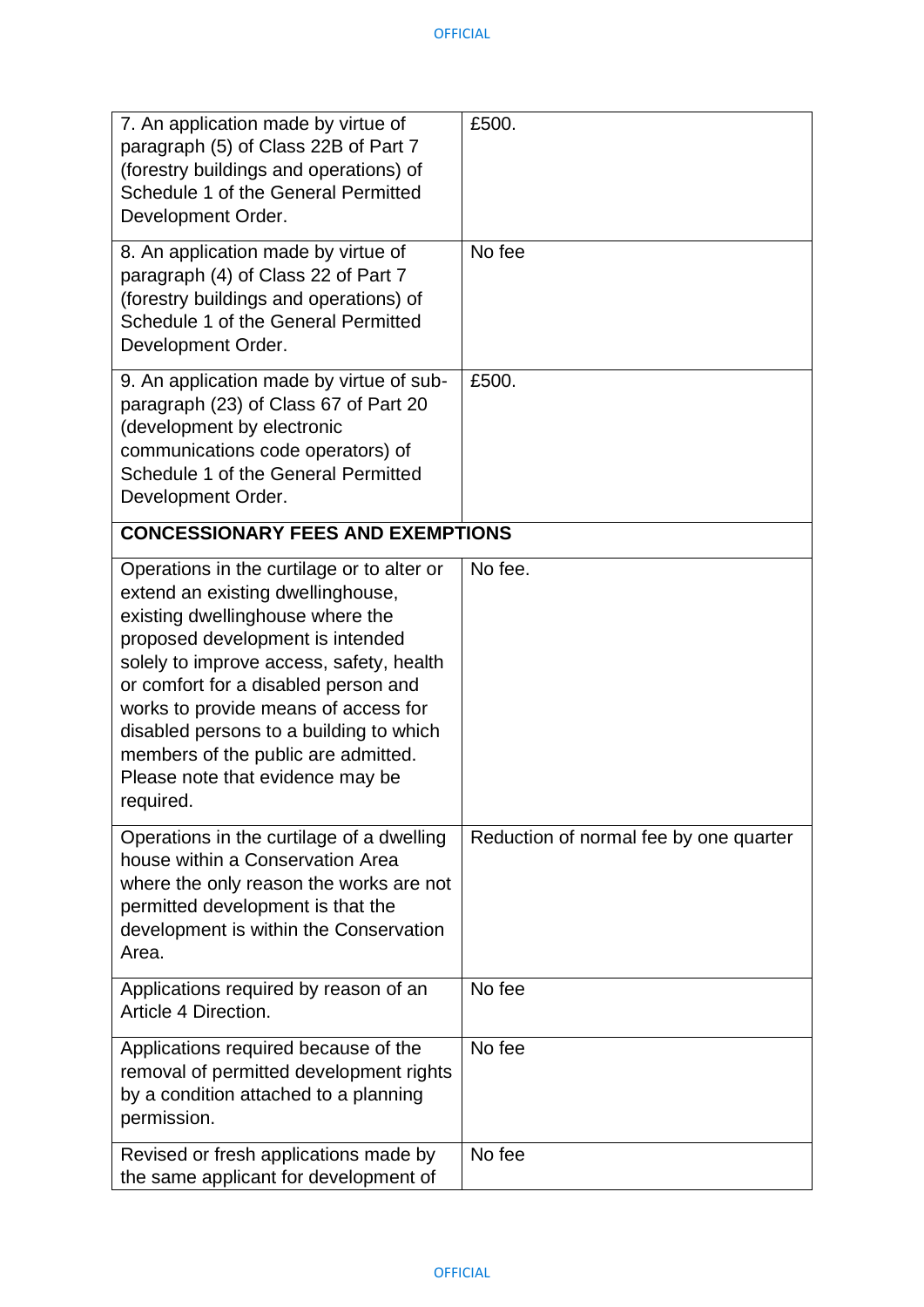| | |
|---|---|
| 7. An application made by virtue of paragraph (5) of Class 22B of Part 7 (forestry buildings and operations) of Schedule 1 of the General Permitted Development Order. | £500. |
| 8. An application made by virtue of paragraph (4) of Class 22 of Part 7 (forestry buildings and operations) of Schedule 1 of the General Permitted Development Order. | No fee |
| 9. An application made by virtue of sub-paragraph (23) of Class 67 of Part 20 (development by electronic communications code operators) of Schedule 1 of the General Permitted Development Order. | £500. |
| **CONCESSIONARY FEES AND EXEMPTIONS** | |
| Operations in the curtilage or to alter or extend an existing dwellinghouse, existing dwellinghouse where the proposed development is intended solely to improve access, safety, health or comfort for a disabled person and works to provide means of access for disabled persons to a building to which members of the public are admitted. Please note that evidence may be required. | No fee. |
| Operations in the curtilage of a dwelling house within a Conservation Area where the only reason the works are not permitted development is that the development is within the Conservation Area. | Reduction of normal fee by one quarter |
| Applications required by reason of an Article 4 Direction. | No fee |
| Applications required because of the removal of permitted development rights by a condition attached to a planning permission. | No fee |
| Revised or fresh applications made by the same applicant for development of | No fee |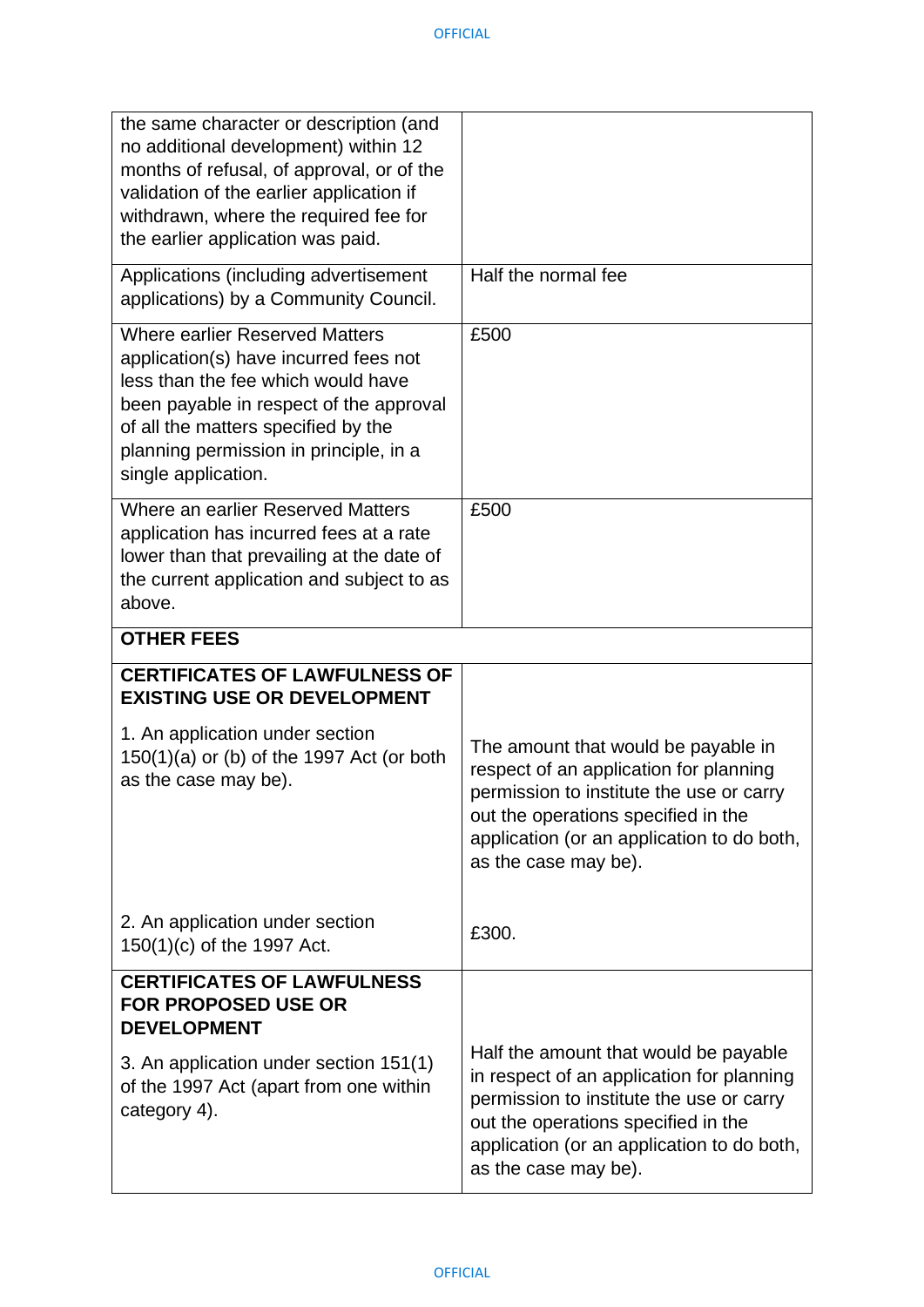| | |
|---|---|
| the same character or description (and no additional development) within 12 months of refusal, of approval, or of the validation of the earlier application if withdrawn, where the required fee for the earlier application was paid. | |
| Applications (including advertisement applications) by a Community Council. | Half the normal fee |
| Where earlier Reserved Matters application(s) have incurred fees not less than the fee which would have been payable in respect of the approval of all the matters specified by the planning permission in principle, in a single application. | £500 |
| Where an earlier Reserved Matters application has incurred fees at a rate lower than that prevailing at the date of the current application and subject to as above. | £500 |
| **OTHER FEES** | |
| **CERTIFICATES OF LAWFULNESS OF EXISTING USE OR DEVELOPMENT**<br><br>1. An application under section 150(1)(a) or (b) of the 1997 Act (or both as the case may be). | The amount that would be payable in respect of an application for planning permission to institute the use or carry out the operations specified in the application (or an application to do both, as the case may be). |
| 2. An application under section 150(1)(c) of the 1997 Act. | £300. |
| **CERTIFICATES OF LAWFULNESS FOR PROPOSED USE OR DEVELOPMENT**<br><br>3. An application under section 151(1) of the 1997 Act (apart from one within category 4). | Half the amount that would be payable in respect of an application for planning permission to institute the use or carry out the operations specified in the application (or an application to do both, as the case may be). |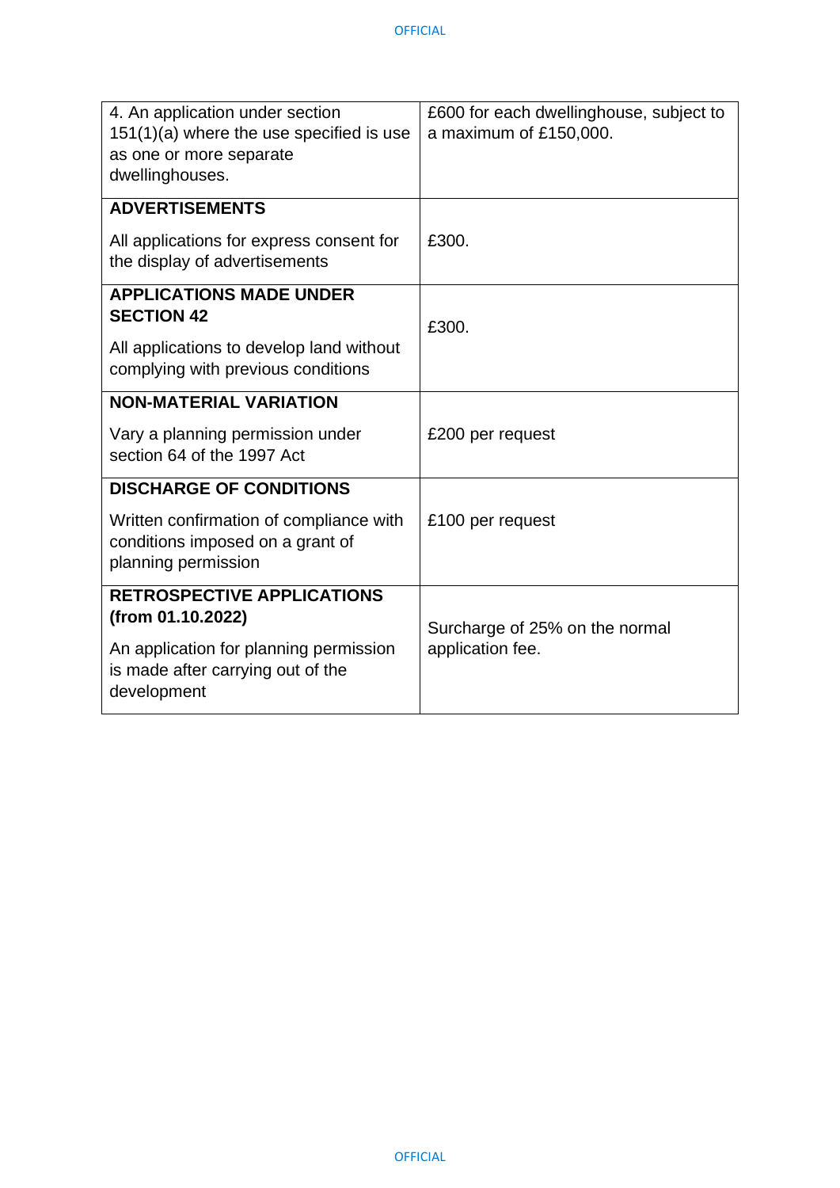| | |
|---|---|
| 4. An application under section 151(1)(a) where the use specified is use as one or more separate dwellinghouses. | £600 for each dwellinghouse, subject to a maximum of £150,000. |
| **ADVERTISEMENTS**<br><br>All applications for express consent for the display of advertisements | £300. |
| **APPLICATIONS MADE UNDER SECTION 42**<br><br>All applications to develop land without complying with previous conditions | £300. |
| **NON-MATERIAL VARIATION**<br><br>Vary a planning permission under section 64 of the 1997 Act | £200 per request |
| **DISCHARGE OF CONDITIONS**<br><br>Written confirmation of compliance with conditions imposed on a grant of planning permission | £100 per request |
| **RETROSPECTIVE APPLICATIONS (from 01.10.2022)**<br><br>An application for planning permission is made after carrying out of the development | Surcharge of 25% on the normal application fee. |